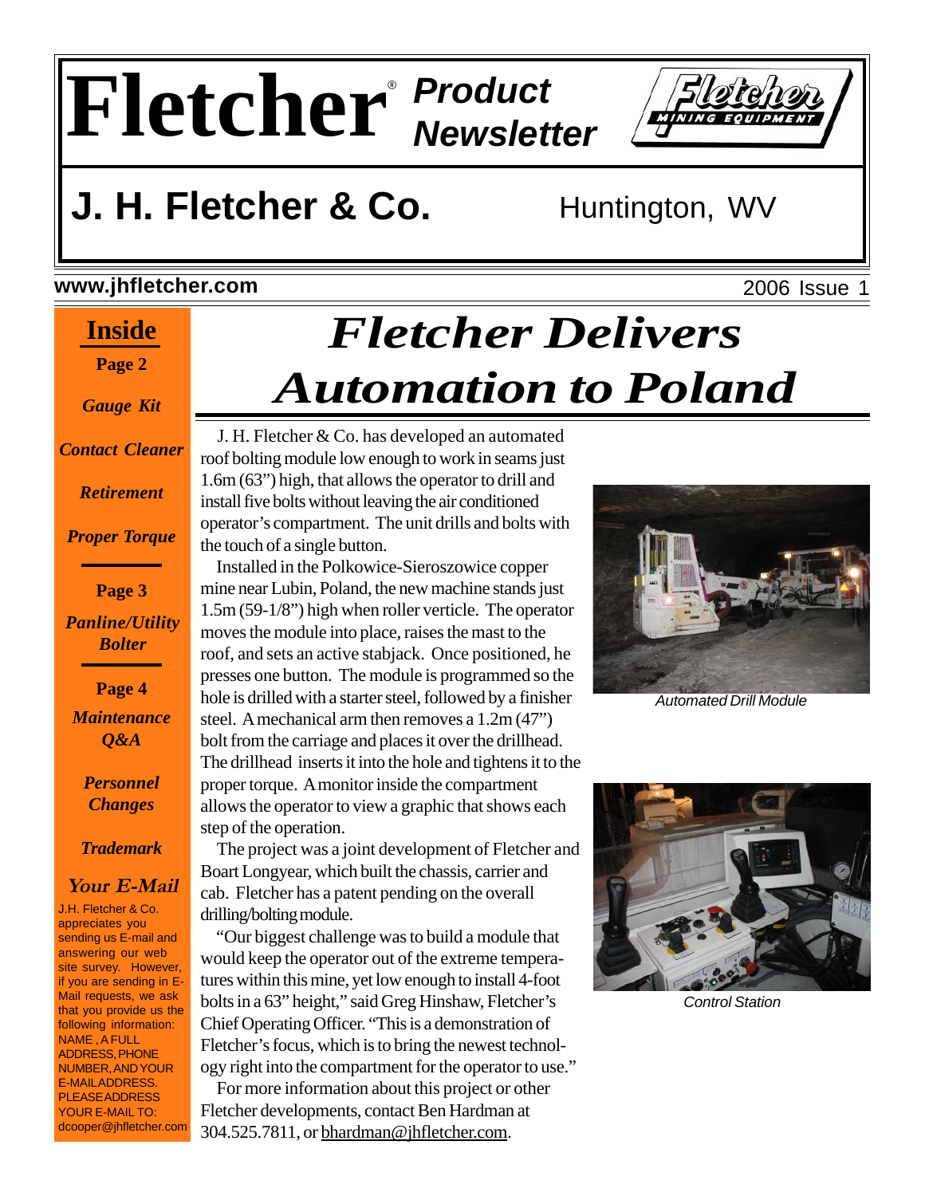# Fletcher® Product Newsletter

## J. H. Fletcher & Co.

Huntington, WV

www.jhfletcher.com

2006 Issue 1

# Fletcher Delivers Automation to Poland

J. H. Fletcher & Co. has developed an automated roof bolting module low enough to work in seams just 1.6m (63") high, that allows the operator to drill and install five bolts without leaving the air conditioned operator's compartment. The unit drills and bolts with the touch of a single button.

Installed in the Polkowice-Sieroszowice copper mine near Lubin, Poland, the new machine stands just 1.5m (59-1/8") high when roller verticle. The operator moves the module into place, raises the mast to the roof, and sets an active stabjack. Once positioned, he presses one button. The module is programmed so the hole is drilled with a starter steel, followed by a finisher steel. A mechanical arm then removes a 1.2m (47") bolt from the carriage and places it over the drillhead. The drillhead inserts it into the hole and tightens it to the proper torque. A monitor inside the compartment allows the operator to view a graphic that shows each step of the operation.

The project was a joint development of Fletcher and Boart Longyear, which built the chassis, carrier and cab. Fletcher has a patent pending on the overall drilling/bolting module.

"Our biggest challenge was to build a module that would keep the operator out of the extreme temperatures within this mine, yet low enough to install 4-foot bolts in a 63" height," said Greg Hinshaw, Fletcher's Chief Operating Officer. "This is a demonstration of Fletcher's focus, which is to bring the newest technology right into the compartment for the operator to use."

For more information about this project or other Fletcher developments, contact Ben Hardman at 304.525.7811, or bhardman@jhfletcher.com.

*Automated Drill Module*

*Control Station*

---

## Inside

**Page 2**

*Gauge Kit*

*Contact Cleaner*

*Retirement*

*Proper Torque*

**Page 3**

*Panline/Utility Bolter*

**Page 4**

*Maintenance Q&A*

*Personnel Changes*

*Trademark*

### *Your E-Mail*

J.H. Fletcher & Co. appreciates you sending us E-mail and answering our web site survey. However, if you are sending in E-Mail requests, we ask that you provide us the following information: NAME, A FULL ADDRESS, PHONE NUMBER, AND YOUR E-MAIL ADDRESS. PLEASE ADDRESS YOUR E-MAIL TO: dcooper@jhfletcher.com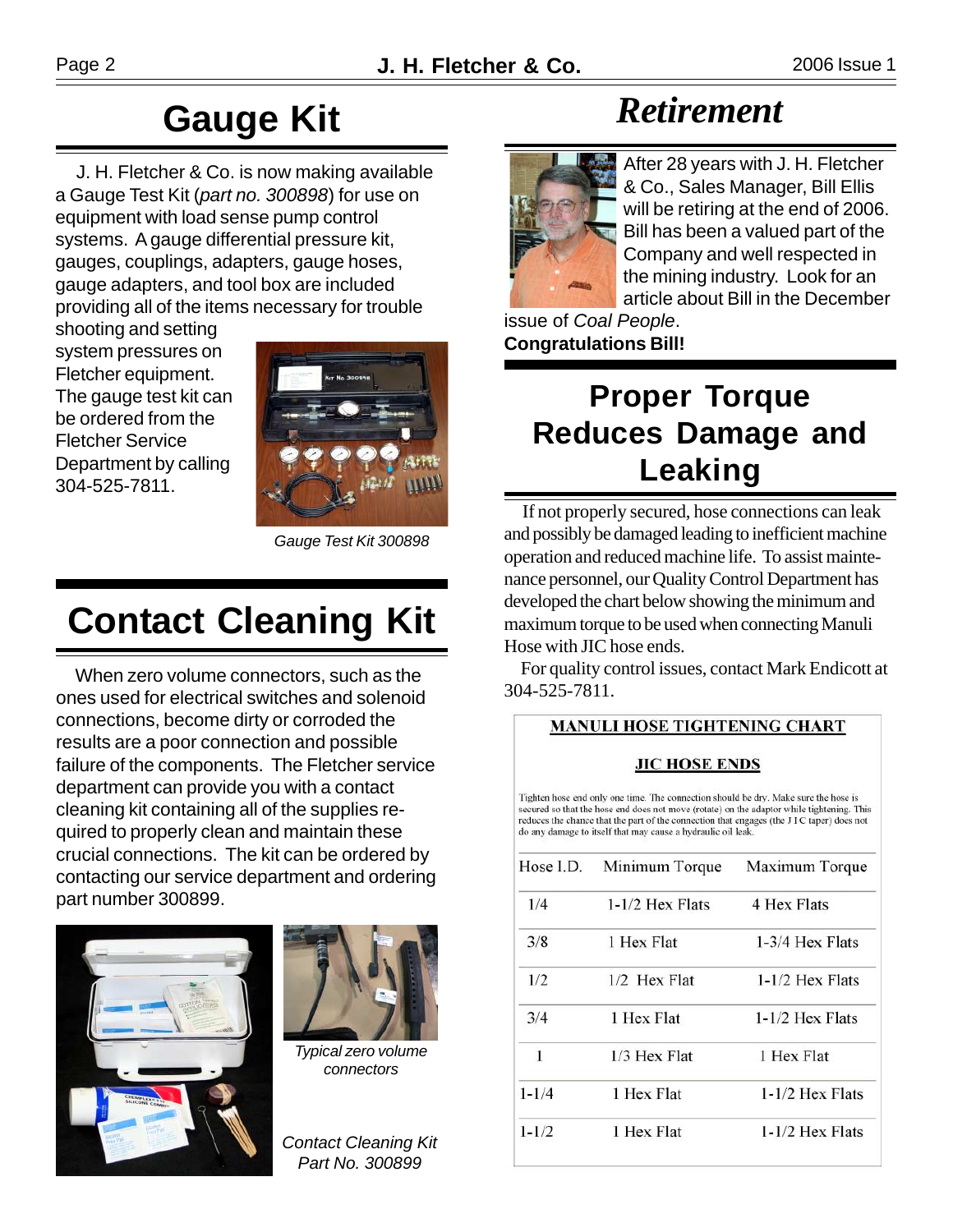# Gauge Kit

J. H. Fletcher & Co. is now making available a Gauge Test Kit (*part no. 300898*) for use on equipment with load sense pump control systems. A gauge differential pressure kit, gauges, couplings, adapters, gauge hoses, gauge adapters, and tool box are included providing all of the items necessary for trouble shooting and setting system pressures on Fletcher equipment. The gauge test kit can be ordered from the Fletcher Service Department by calling 304-525-7811.

*Gauge Test Kit 300898*

# Contact Cleaning Kit

When zero volume connectors, such as the ones used for electrical switches and solenoid connections, become dirty or corroded the results are a poor connection and possible failure of the components. The Fletcher service department can provide you with a contact cleaning kit containing all of the supplies required to properly clean and maintain these crucial connections. The kit can be ordered by contacting our service department and ordering part number 300899.

*Typical zero volume connectors*

*Contact Cleaning Kit Part No. 300899*

# *Retirement*

After 28 years with J. H. Fletcher & Co., Sales Manager, Bill Ellis will be retiring at the end of 2006. Bill has been a valued part of the Company and well respected in the mining industry. Look for an article about Bill in the December issue of *Coal People*.

**Congratulations Bill!**

# Proper Torque Reduces Damage and Leaking

If not properly secured, hose connections can leak and possibly be damaged leading to inefficient machine operation and reduced machine life. To assist maintenance personnel, our Quality Control Department has developed the chart below showing the minimum and maximum torque to be used when connecting Manuli Hose with JIC hose ends.

For quality control issues, contact Mark Endicott at 304-525-7811.

**MANULI HOSE TIGHTENING CHART**

**JIC HOSE ENDS**

Tighten hose end only one time. The connection should be dry. Make sure the hose is secured so that the hose end does not move (rotate) on the adaptor while tightening. This reduces the chance that the part of the connection that engages (the JIC taper) does not do any damage to itself that may cause a hydraulic oil leak.

| Hose I.D. | Minimum Torque | Maximum Torque |
|---|---|---|
| 1/4 | 1-1/2 Hex Flats | 4 Hex Flats |
| 3/8 | 1 Hex Flat | 1-3/4 Hex Flats |
| 1/2 | 1/2 Hex Flat | 1-1/2 Hex Flats |
| 3/4 | 1 Hex Flat | 1-1/2 Hex Flats |
| 1 | 1/3 Hex Flat | 1 Hex Flat |
| 1-1/4 | 1 Hex Flat | 1-1/2 Hex Flats |
| 1-1/2 | 1 Hex Flat | 1-1/2 Hex Flats |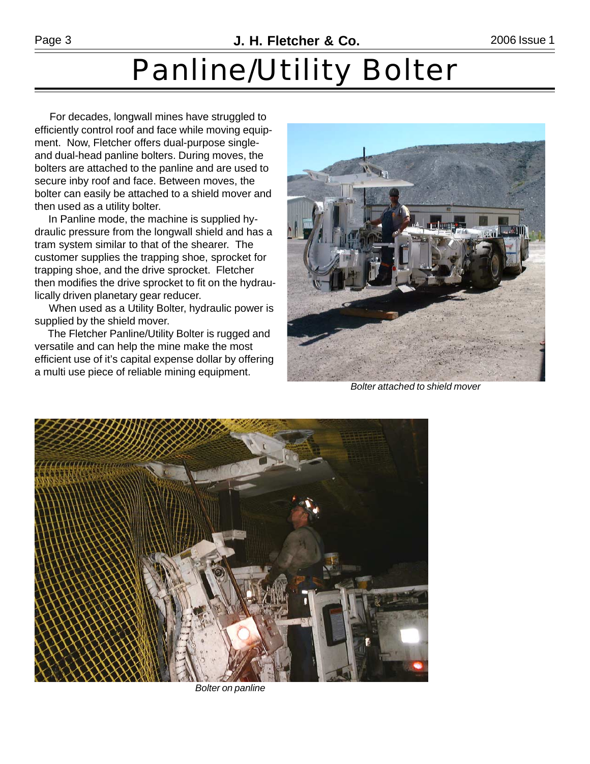# Panline/Utility Bolter

For decades, longwall mines have struggled to efficiently control roof and face while moving equipment. Now, Fletcher offers dual-purpose single- and dual-head panline bolters. During moves, the bolters are attached to the panline and are used to secure inby roof and face. Between moves, the bolter can easily be attached to a shield mover and then used as a utility bolter.

In Panline mode, the machine is supplied hydraulic pressure from the longwall shield and has a tram system similar to that of the shearer. The customer supplies the trapping shoe, sprocket for trapping shoe, and the drive sprocket. Fletcher then modifies the drive sprocket to fit on the hydraulically driven planetary gear reducer.

When used as a Utility Bolter, hydraulic power is supplied by the shield mover.

The Fletcher Panline/Utility Bolter is rugged and versatile and can help the mine make the most efficient use of it's capital expense dollar by offering a multi use piece of reliable mining equipment.

*Bolter attached to shield mover*

*Bolter on panline*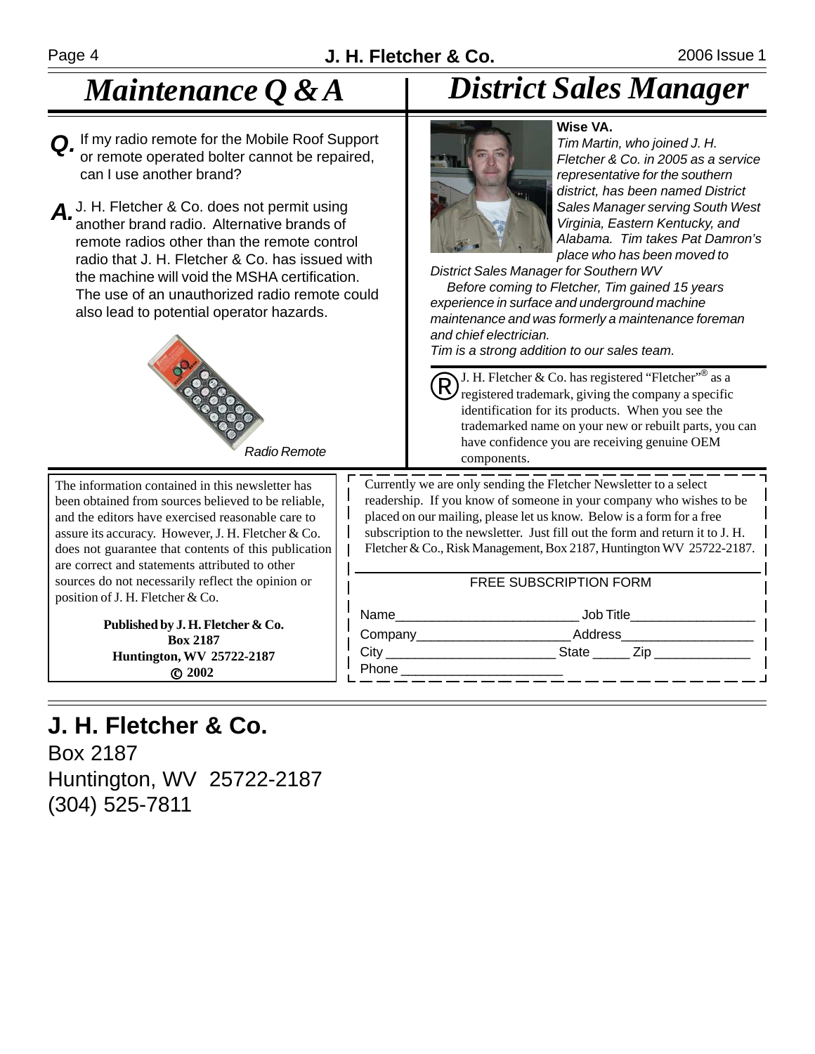# Maintenance Q & A

**Q.** If my radio remote for the Mobile Roof Support or remote operated bolter cannot be repaired, can I use another brand?

**A.** J. H. Fletcher & Co. does not permit using another brand radio. Alternative brands of remote radios other than the remote control radio that J. H. Fletcher & Co. has issued with the machine will void the MSHA certification. The use of an unauthorized radio remote could also lead to potential operator hazards.

*Radio Remote*

# District Sales Manager

**Wise VA.**

*Tim Martin, who joined J. H. Fletcher & Co. in 2005 as a service representative for the southern district, has been named District Sales Manager serving South West Virginia, Eastern Kentucky, and Alabama. Tim takes Pat Damron's place who has been moved to District Sales Manager for Southern WV*

*Before coming to Fletcher, Tim gained 15 years experience in surface and underground machine maintenance and was formerly a maintenance foreman and chief electrician.*

*Tim is a strong addition to our sales team.*

® J. H. Fletcher & Co. has registered "Fletcher"® as a registered trademark, giving the company a specific identification for its products. When you see the trademarked name on your new or rebuilt parts, you can have confidence you are receiving genuine OEM components.

---

The information contained in this newsletter has been obtained from sources believed to be reliable, and the editors have exercised reasonable care to assure its accuracy. However, J. H. Fletcher & Co. does not guarantee that contents of this publication are correct and statements attributed to other sources do not necessarily reflect the opinion or position of J. H. Fletcher & Co.

**Published by J. H. Fletcher & Co.**
**Box 2187**
**Huntington, WV 25722-2187**
**© 2002**

Currently we are only sending the Fletcher Newsletter to a select readership. If you know of someone in your company who wishes to be placed on our mailing, please let us know. Below is a form for a free subscription to the newsletter. Just fill out the form and return it to J. H. Fletcher & Co., Risk Management, Box 2187, Huntington WV 25722-2187.

FREE SUBSCRIPTION FORM

Name__________________________ Job Title_________________

Company_____________________ Address__________________

City _______________________ State _____ Zip _____________

Phone ______________________

---

**J. H. Fletcher & Co.**
Box 2187
Huntington, WV 25722-2187
(304) 525-7811